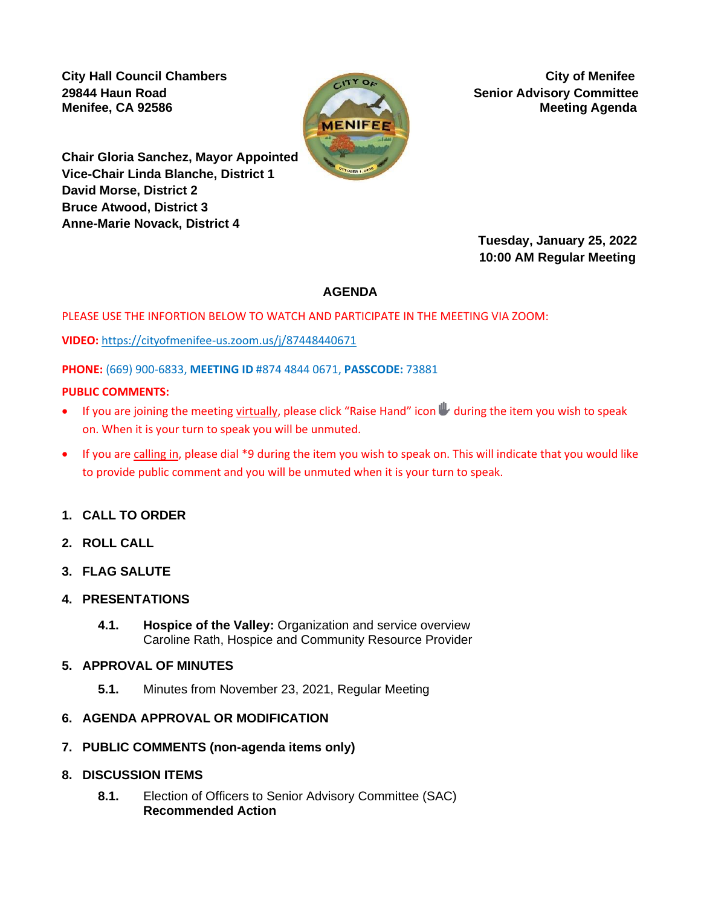**City Hall Council Chambers**
**29844 Haun Road**
**Menifee, CA 92586**

**City of Menifee**
**Senior Advisory Committee**
**Meeting Agenda**

**Chair Gloria Sanchez, Mayor Appointed**
**Vice-Chair Linda Blanche, District 1**
**David Morse, District 2**
**Bruce Atwood, District 3**
**Anne-Marie Novack, District 4**

**Tuesday, January 25, 2022**
**10:00 AM Regular Meeting**

## AGENDA

PLEASE USE THE INFORTION BELOW TO WATCH AND PARTICIPATE IN THE MEETING VIA ZOOM:

**VIDEO:** https://cityofmenifee-us.zoom.us/j/87448440671

**PHONE:** (669) 900-6833, **MEETING ID** #874 4844 0671, **PASSCODE:** 73881

**PUBLIC COMMENTS:**

- If you are joining the meeting virtually, please click "Raise Hand" icon during the item you wish to speak on. When it is your turn to speak you will be unmuted.
- If you are calling in, please dial *9 during the item you wish to speak on. This will indicate that you would like to provide public comment and you will be unmuted when it is your turn to speak.

1. **CALL TO ORDER**
2. **ROLL CALL**
3. **FLAG SALUTE**
4. **PRESENTATIONS**
   - **4.1.** **Hospice of the Valley:** Organization and service overview
     Caroline Rath, Hospice and Community Resource Provider
5. **APPROVAL OF MINUTES**
   - **5.1.** Minutes from November 23, 2021, Regular Meeting
6. **AGENDA APPROVAL OR MODIFICATION**
7. **PUBLIC COMMENTS (non-agenda items only)**
8. **DISCUSSION ITEMS**
   - **8.1.** Election of Officers to Senior Advisory Committee (SAC)
     **Recommended Action**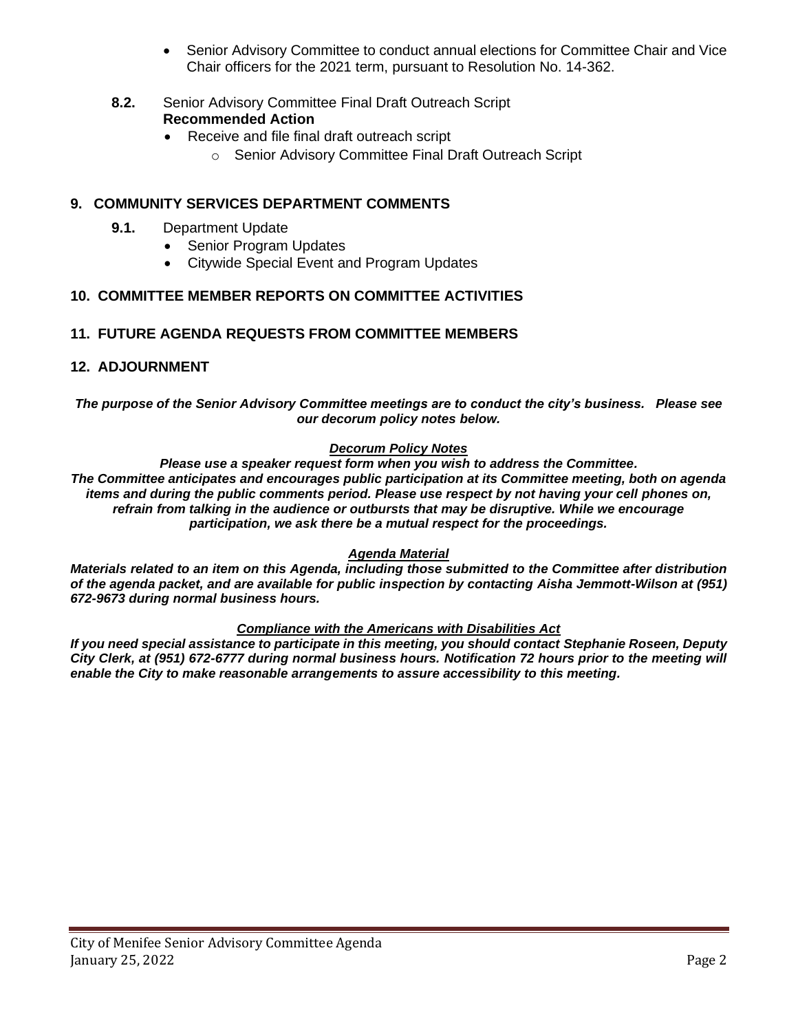- Senior Advisory Committee to conduct annual elections for Committee Chair and Vice Chair officers for the 2021 term, pursuant to Resolution No. 14-362.

**8.2.** Senior Advisory Committee Final Draft Outreach Script
**Recommended Action**

- Receive and file final draft outreach script
  - Senior Advisory Committee Final Draft Outreach Script

## 9. COMMUNITY SERVICES DEPARTMENT COMMENTS

**9.1.** Department Update

- Senior Program Updates
- Citywide Special Event and Program Updates

## 10. COMMITTEE MEMBER REPORTS ON COMMITTEE ACTIVITIES

## 11. FUTURE AGENDA REQUESTS FROM COMMITTEE MEMBERS

## 12. ADJOURNMENT

***The purpose of the Senior Advisory Committee meetings are to conduct the city's business. Please see our decorum policy notes below.***

***Decorum Policy Notes***

***Please use a speaker request form when you wish to address the Committee. The Committee anticipates and encourages public participation at its Committee meeting, both on agenda items and during the public comments period. Please use respect by not having your cell phones on, refrain from talking in the audience or outbursts that may be disruptive. While we encourage participation, we ask there be a mutual respect for the proceedings.***

***Agenda Material***

***Materials related to an item on this Agenda, including those submitted to the Committee after distribution of the agenda packet, and are available for public inspection by contacting Aisha Jemmott-Wilson at (951) 672-9673 during normal business hours.***

***Compliance with the Americans with Disabilities Act***

***If you need special assistance to participate in this meeting, you should contact Stephanie Roseen, Deputy City Clerk, at (951) 672-6777 during normal business hours. Notification 72 hours prior to the meeting will enable the City to make reasonable arrangements to assure accessibility to this meeting.***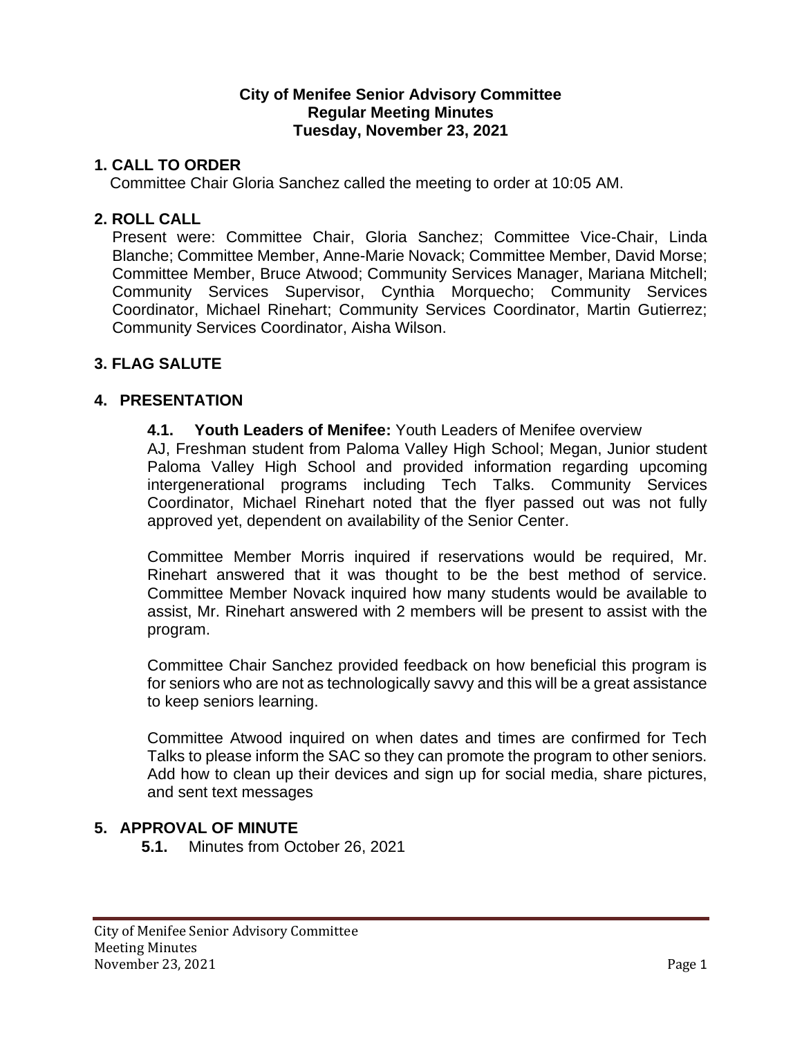**City of Menifee Senior Advisory Committee**
**Regular Meeting Minutes**
**Tuesday, November 23, 2021**

## 1. CALL TO ORDER

Committee Chair Gloria Sanchez called the meeting to order at 10:05 AM.

## 2. ROLL CALL

Present were: Committee Chair, Gloria Sanchez; Committee Vice-Chair, Linda Blanche; Committee Member, Anne-Marie Novack; Committee Member, David Morse; Committee Member, Bruce Atwood; Community Services Manager, Mariana Mitchell; Community Services Supervisor, Cynthia Morquecho; Community Services Coordinator, Michael Rinehart; Community Services Coordinator, Martin Gutierrez; Community Services Coordinator, Aisha Wilson.

## 3. FLAG SALUTE

## 4. PRESENTATION

**4.1. Youth Leaders of Menifee:** Youth Leaders of Menifee overview

AJ, Freshman student from Paloma Valley High School; Megan, Junior student Paloma Valley High School and provided information regarding upcoming intergenerational programs including Tech Talks. Community Services Coordinator, Michael Rinehart noted that the flyer passed out was not fully approved yet, dependent on availability of the Senior Center.

Committee Member Morris inquired if reservations would be required, Mr. Rinehart answered that it was thought to be the best method of service. Committee Member Novack inquired how many students would be available to assist, Mr. Rinehart answered with 2 members will be present to assist with the program.

Committee Chair Sanchez provided feedback on how beneficial this program is for seniors who are not as technologically savvy and this will be a great assistance to keep seniors learning.

Committee Atwood inquired on when dates and times are confirmed for Tech Talks to please inform the SAC so they can promote the program to other seniors. Add how to clean up their devices and sign up for social media, share pictures, and sent text messages

## 5. APPROVAL OF MINUTE

**5.1.** Minutes from October 26, 2021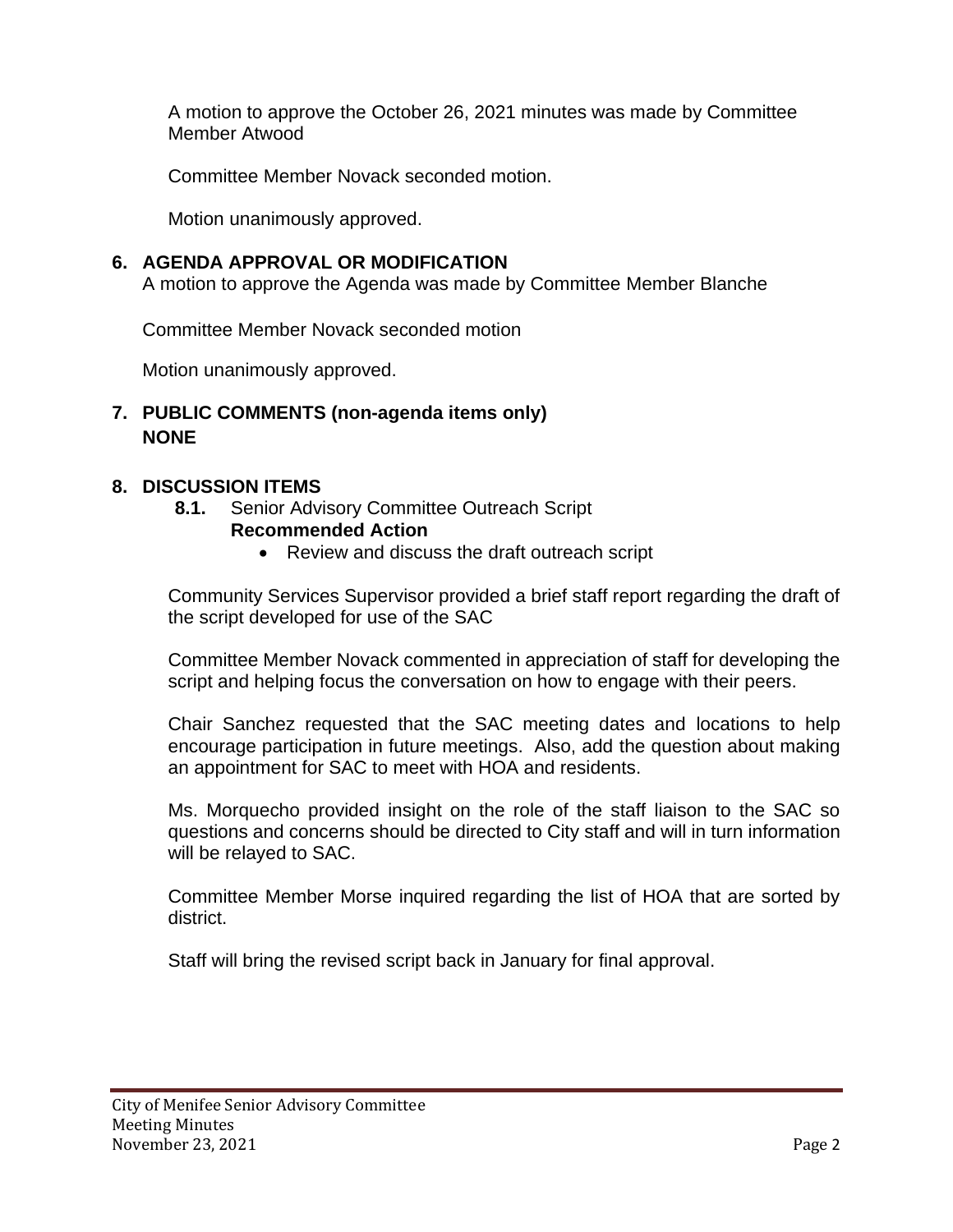A motion to approve the October 26, 2021 minutes was made by Committee Member Atwood

Committee Member Novack seconded motion.

Motion unanimously approved.

## 6. AGENDA APPROVAL OR MODIFICATION

A motion to approve the Agenda was made by Committee Member Blanche

Committee Member Novack seconded motion

Motion unanimously approved.

## 7. PUBLIC COMMENTS (non-agenda items only)

**NONE**

## 8. DISCUSSION ITEMS

**8.1.** Senior Advisory Committee Outreach Script

**Recommended Action**

- Review and discuss the draft outreach script

Community Services Supervisor provided a brief staff report regarding the draft of the script developed for use of the SAC

Committee Member Novack commented in appreciation of staff for developing the script and helping focus the conversation on how to engage with their peers.

Chair Sanchez requested that the SAC meeting dates and locations to help encourage participation in future meetings. Also, add the question about making an appointment for SAC to meet with HOA and residents.

Ms. Morquecho provided insight on the role of the staff liaison to the SAC so questions and concerns should be directed to City staff and will in turn information will be relayed to SAC.

Committee Member Morse inquired regarding the list of HOA that are sorted by district.

Staff will bring the revised script back in January for final approval.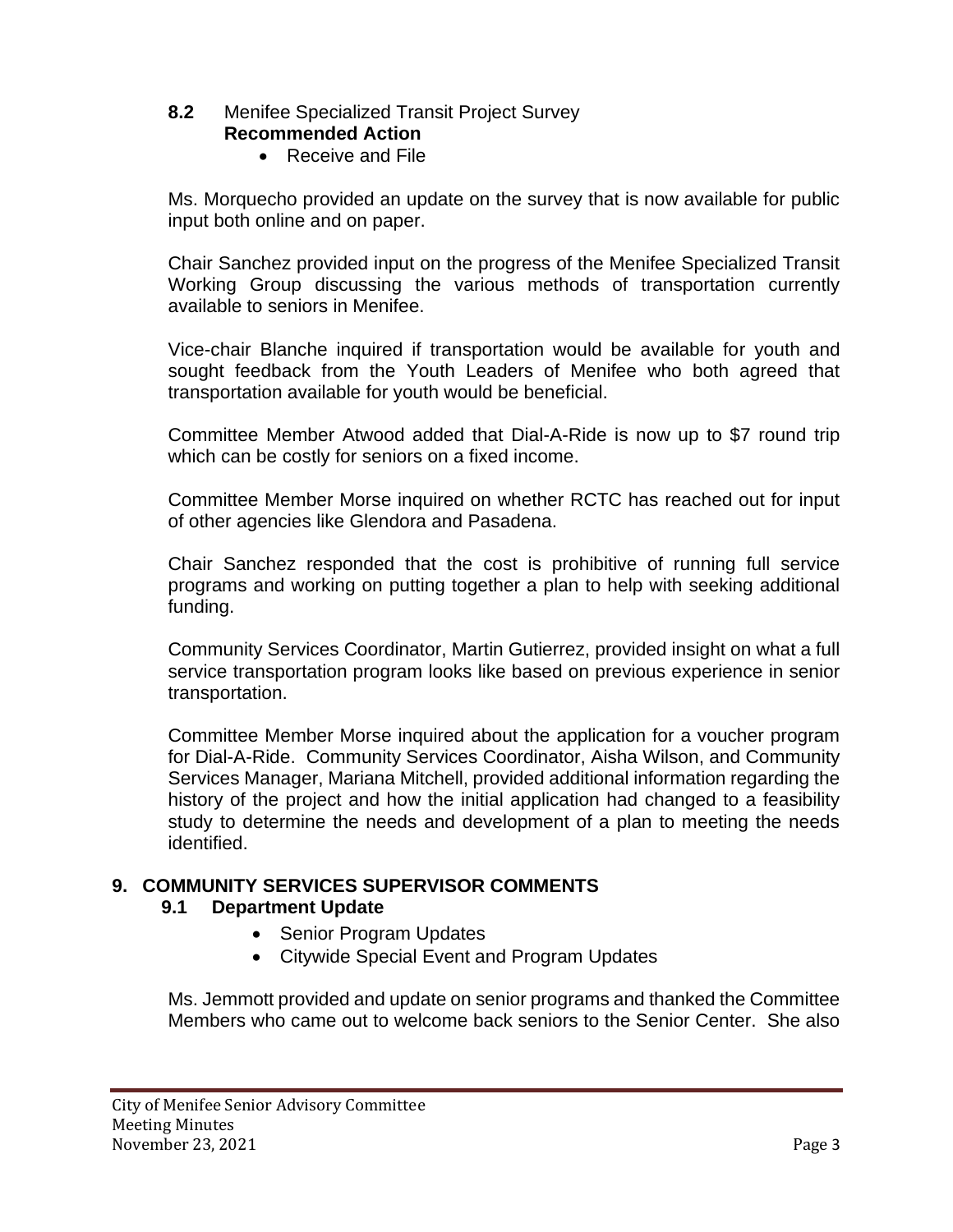**8.2** Menifee Specialized Transit Project Survey
**Recommended Action**

- Receive and File

Ms. Morquecho provided an update on the survey that is now available for public input both online and on paper.

Chair Sanchez provided input on the progress of the Menifee Specialized Transit Working Group discussing the various methods of transportation currently available to seniors in Menifee.

Vice-chair Blanche inquired if transportation would be available for youth and sought feedback from the Youth Leaders of Menifee who both agreed that transportation available for youth would be beneficial.

Committee Member Atwood added that Dial-A-Ride is now up to $7 round trip which can be costly for seniors on a fixed income.

Committee Member Morse inquired on whether RCTC has reached out for input of other agencies like Glendora and Pasadena.

Chair Sanchez responded that the cost is prohibitive of running full service programs and working on putting together a plan to help with seeking additional funding.

Community Services Coordinator, Martin Gutierrez, provided insight on what a full service transportation program looks like based on previous experience in senior transportation.

Committee Member Morse inquired about the application for a voucher program for Dial-A-Ride. Community Services Coordinator, Aisha Wilson, and Community Services Manager, Mariana Mitchell, provided additional information regarding the history of the project and how the initial application had changed to a feasibility study to determine the needs and development of a plan to meeting the needs identified.

## 9. COMMUNITY SERVICES SUPERVISOR COMMENTS

### 9.1 Department Update

- Senior Program Updates
- Citywide Special Event and Program Updates

Ms. Jemmott provided and update on senior programs and thanked the Committee Members who came out to welcome back seniors to the Senior Center. She also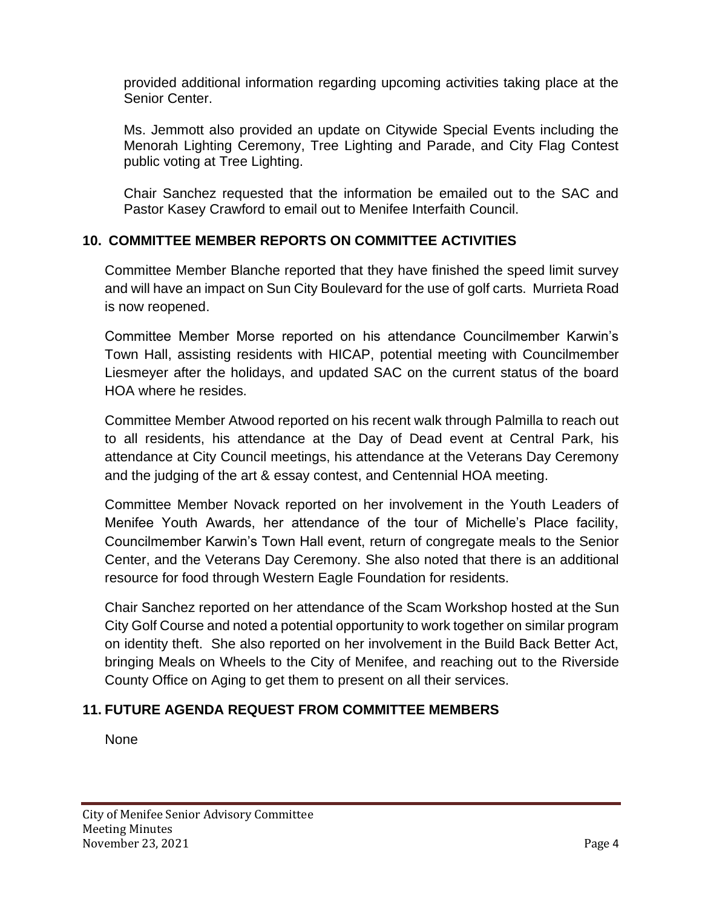provided additional information regarding upcoming activities taking place at the Senior Center.

Ms. Jemmott also provided an update on Citywide Special Events including the Menorah Lighting Ceremony, Tree Lighting and Parade, and City Flag Contest public voting at Tree Lighting.

Chair Sanchez requested that the information be emailed out to the SAC and Pastor Kasey Crawford to email out to Menifee Interfaith Council.

## 10. COMMITTEE MEMBER REPORTS ON COMMITTEE ACTIVITIES

Committee Member Blanche reported that they have finished the speed limit survey and will have an impact on Sun City Boulevard for the use of golf carts. Murrieta Road is now reopened.

Committee Member Morse reported on his attendance Councilmember Karwin's Town Hall, assisting residents with HICAP, potential meeting with Councilmember Liesmeyer after the holidays, and updated SAC on the current status of the board HOA where he resides.

Committee Member Atwood reported on his recent walk through Palmilla to reach out to all residents, his attendance at the Day of Dead event at Central Park, his attendance at City Council meetings, his attendance at the Veterans Day Ceremony and the judging of the art & essay contest, and Centennial HOA meeting.

Committee Member Novack reported on her involvement in the Youth Leaders of Menifee Youth Awards, her attendance of the tour of Michelle's Place facility, Councilmember Karwin's Town Hall event, return of congregate meals to the Senior Center, and the Veterans Day Ceremony. She also noted that there is an additional resource for food through Western Eagle Foundation for residents.

Chair Sanchez reported on her attendance of the Scam Workshop hosted at the Sun City Golf Course and noted a potential opportunity to work together on similar program on identity theft. She also reported on her involvement in the Build Back Better Act, bringing Meals on Wheels to the City of Menifee, and reaching out to the Riverside County Office on Aging to get them to present on all their services.

## 11. FUTURE AGENDA REQUEST FROM COMMITTEE MEMBERS

None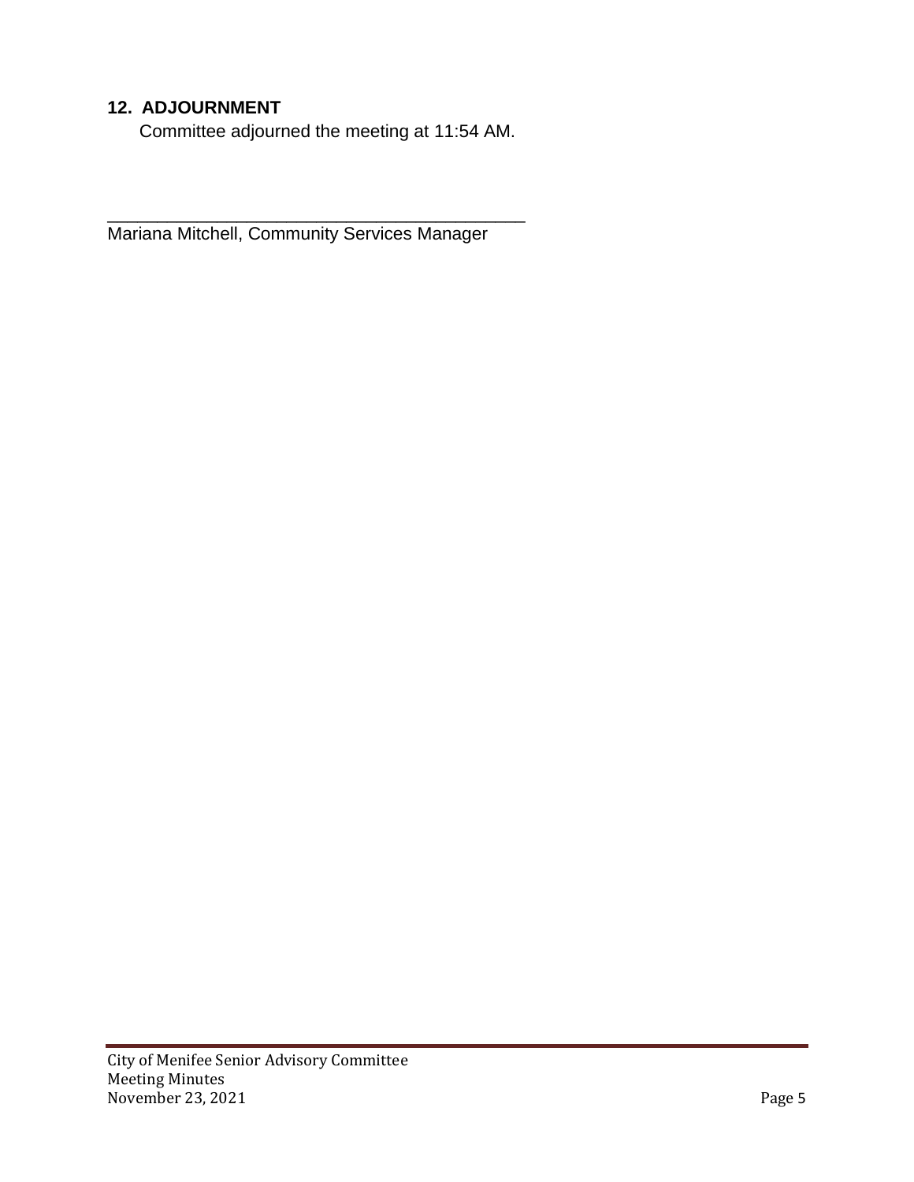**12. ADJOURNMENT**

Committee adjourned the meeting at 11:54 AM.

\_\_\_\_\_\_\_\_\_\_\_\_\_\_\_\_\_\_\_\_\_\_\_\_\_\_\_\_\_\_\_\_\_\_\_\_\_\_\_\_\_\_\_\_

Mariana Mitchell, Community Services Manager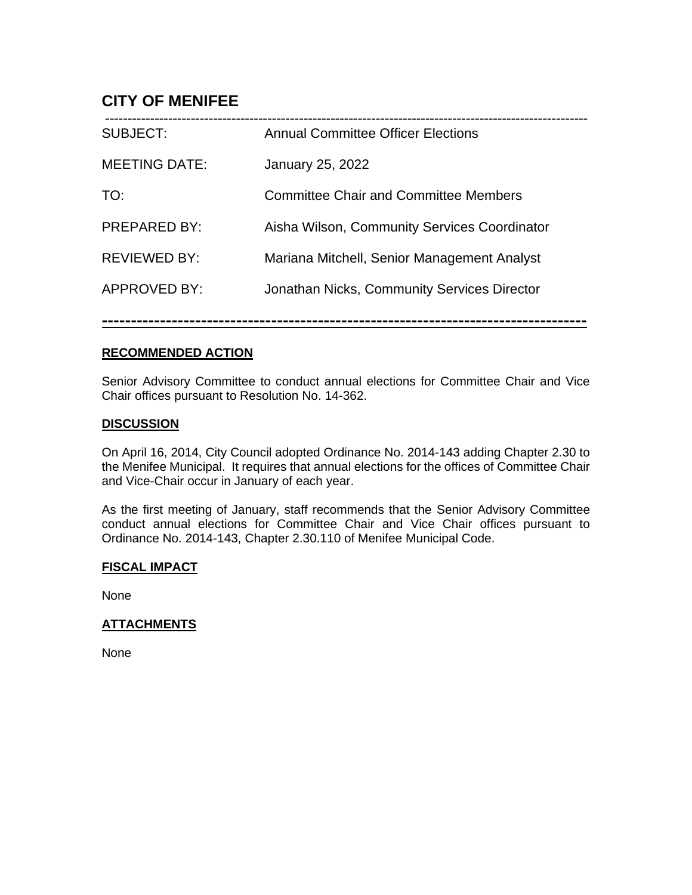# CITY OF MENIFEE

| | |
|---|---|
| SUBJECT: | Annual Committee Officer Elections |
| MEETING DATE: | January 25, 2022 |
| TO: | Committee Chair and Committee Members |
| PREPARED BY: | Aisha Wilson, Community Services Coordinator |
| REVIEWED BY: | Mariana Mitchell, Senior Management Analyst |
| APPROVED BY: | Jonathan Nicks, Community Services Director |

---

**RECOMMENDED ACTION**

Senior Advisory Committee to conduct annual elections for Committee Chair and Vice Chair offices pursuant to Resolution No. 14-362.

**DISCUSSION**

On April 16, 2014, City Council adopted Ordinance No. 2014-143 adding Chapter 2.30 to the Menifee Municipal. It requires that annual elections for the offices of Committee Chair and Vice-Chair occur in January of each year.

As the first meeting of January, staff recommends that the Senior Advisory Committee conduct annual elections for Committee Chair and Vice Chair offices pursuant to Ordinance No. 2014-143, Chapter 2.30.110 of Menifee Municipal Code.

**FISCAL IMPACT**

None

**ATTACHMENTS**

None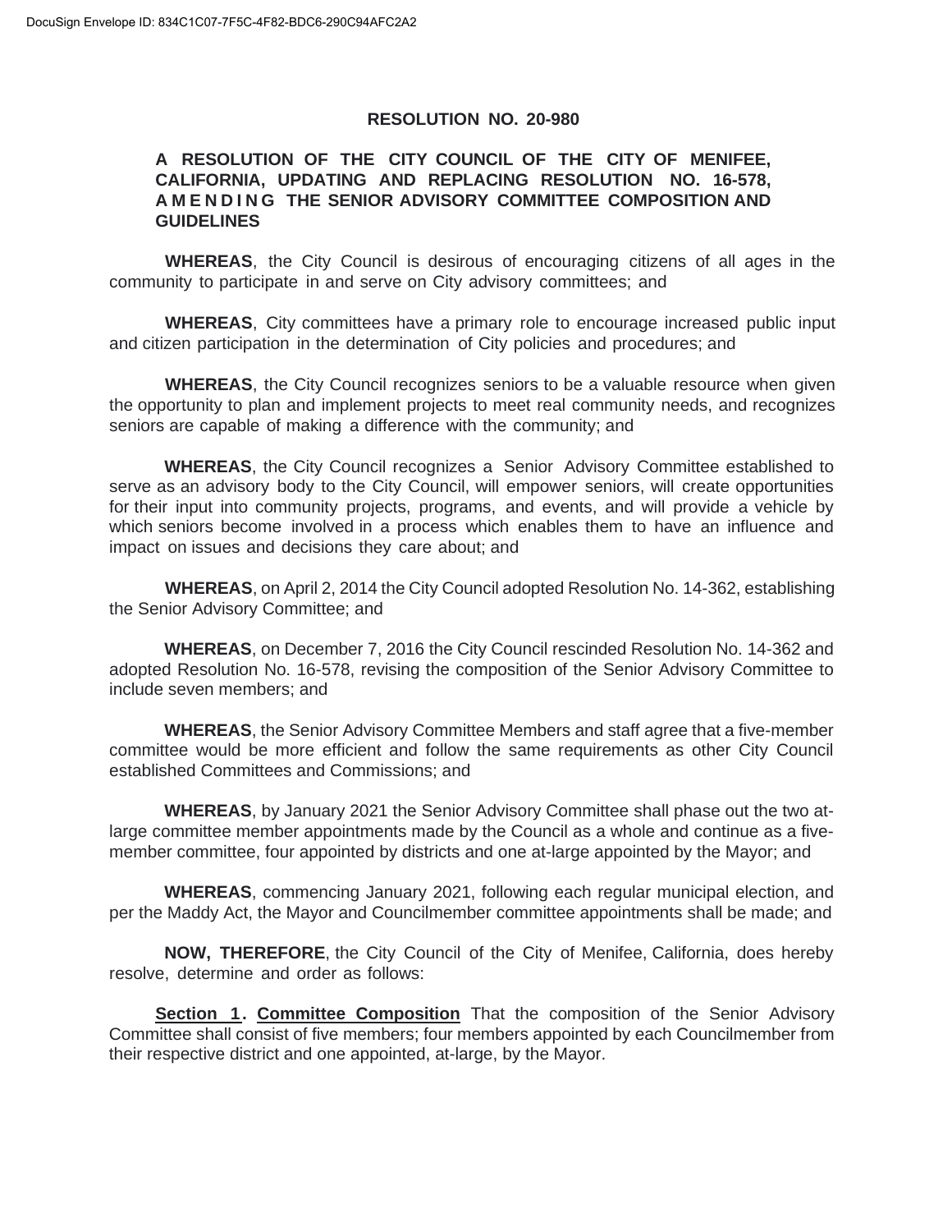**RESOLUTION NO. 20-980**

**A RESOLUTION OF THE CITY COUNCIL OF THE CITY OF MENIFEE, CALIFORNIA, UPDATING AND REPLACING RESOLUTION NO. 16-578, AMENDING THE SENIOR ADVISORY COMMITTEE COMPOSITION AND GUIDELINES**

**WHEREAS**, the City Council is desirous of encouraging citizens of all ages in the community to participate in and serve on City advisory committees; and

**WHEREAS**, City committees have a primary role to encourage increased public input and citizen participation in the determination of City policies and procedures; and

**WHEREAS**, the City Council recognizes seniors to be a valuable resource when given the opportunity to plan and implement projects to meet real community needs, and recognizes seniors are capable of making a difference with the community; and

**WHEREAS**, the City Council recognizes a Senior Advisory Committee established to serve as an advisory body to the City Council, will empower seniors, will create opportunities for their input into community projects, programs, and events, and will provide a vehicle by which seniors become involved in a process which enables them to have an influence and impact on issues and decisions they care about; and

**WHEREAS**, on April 2, 2014 the City Council adopted Resolution No. 14-362, establishing the Senior Advisory Committee; and

**WHEREAS**, on December 7, 2016 the City Council rescinded Resolution No. 14-362 and adopted Resolution No. 16-578, revising the composition of the Senior Advisory Committee to include seven members; and

**WHEREAS**, the Senior Advisory Committee Members and staff agree that a five-member committee would be more efficient and follow the same requirements as other City Council established Committees and Commissions; and

**WHEREAS**, by January 2021 the Senior Advisory Committee shall phase out the two at-large committee member appointments made by the Council as a whole and continue as a five-member committee, four appointed by districts and one at-large appointed by the Mayor; and

**WHEREAS**, commencing January 2021, following each regular municipal election, and per the Maddy Act, the Mayor and Councilmember committee appointments shall be made; and

**NOW, THEREFORE**, the City Council of the City of Menifee, California, does hereby resolve, determine and order as follows:

**Section 1. Committee Composition** That the composition of the Senior Advisory Committee shall consist of five members; four members appointed by each Councilmember from their respective district and one appointed, at-large, by the Mayor.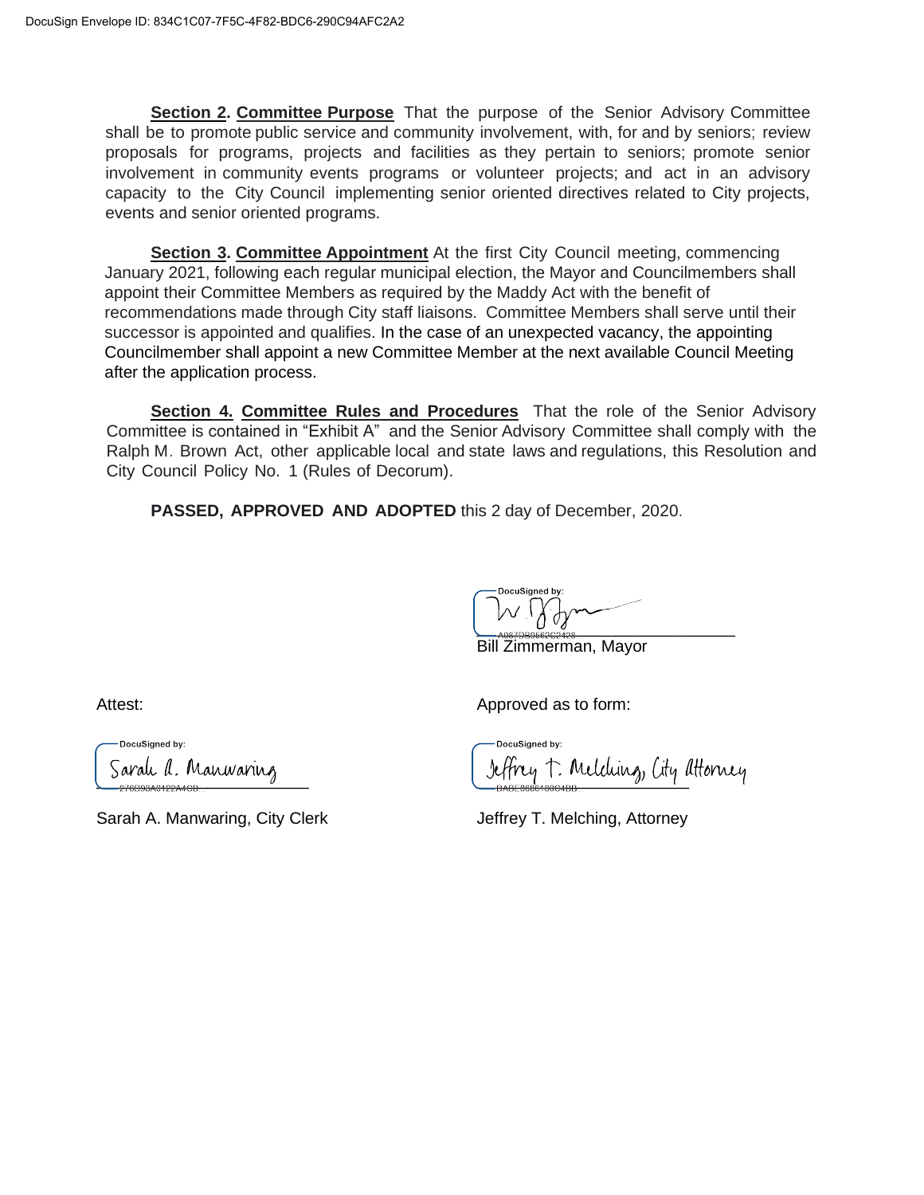**Section 2. Committee Purpose** That the purpose of the Senior Advisory Committee shall be to promote public service and community involvement, with, for and by seniors; review proposals for programs, projects and facilities as they pertain to seniors; promote senior involvement in community events programs or volunteer projects; and act in an advisory capacity to the City Council implementing senior oriented directives related to City projects, events and senior oriented programs.

**Section 3. Committee Appointment** At the first City Council meeting, commencing January 2021, following each regular municipal election, the Mayor and Councilmembers shall appoint their Committee Members as required by the Maddy Act with the benefit of recommendations made through City staff liaisons. Committee Members shall serve until their successor is appointed and qualifies. In the case of an unexpected vacancy, the appointing Councilmember shall appoint a new Committee Member at the next available Council Meeting after the application process.

**Section 4. Committee Rules and Procedures** That the role of the Senior Advisory Committee is contained in "Exhibit A" and the Senior Advisory Committee shall comply with the Ralph M. Brown Act, other applicable local and state laws and regulations, this Resolution and City Council Policy No. 1 (Rules of Decorum).

**PASSED, APPROVED AND ADOPTED** this 2 day of December, 2020.

DocuSigned by:

Bill Zimmerman, Mayor

Attest:

DocuSigned by:
Sarah A. Manwaring

Sarah A. Manwaring, City Clerk

Approved as to form:

DocuSigned by:
Jeffrey T. Melching, City Attorney

Jeffrey T. Melching, Attorney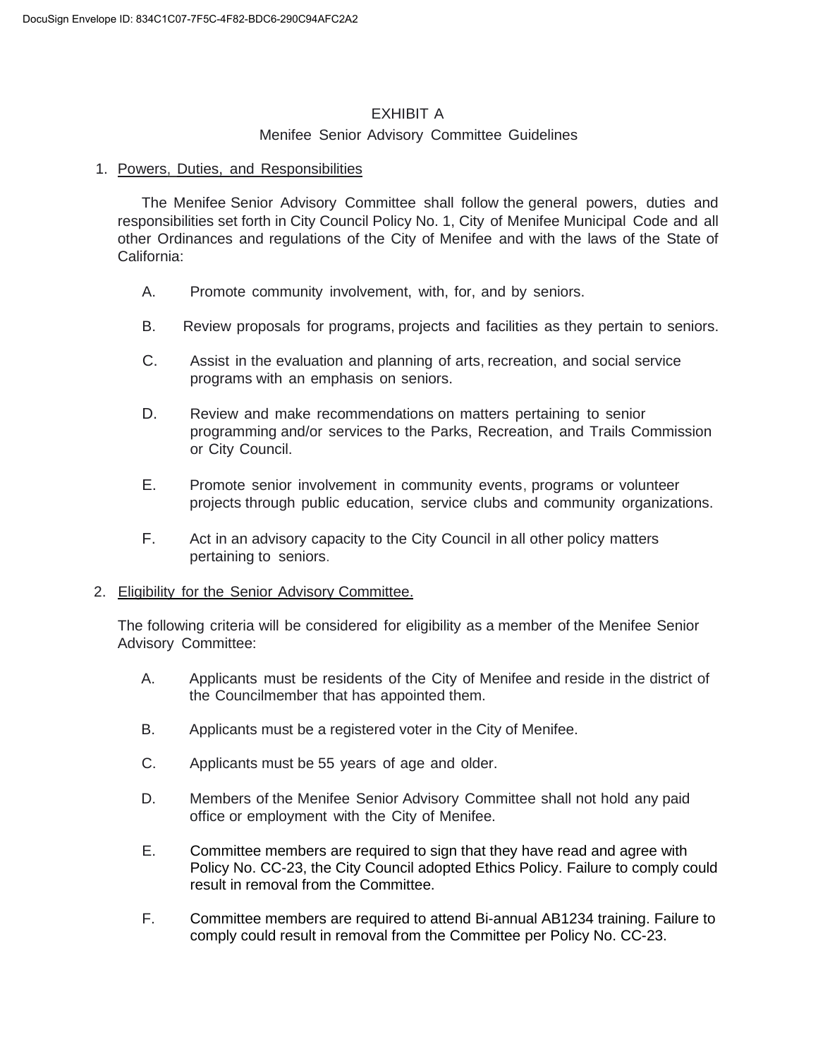# EXHIBIT A

## Menifee Senior Advisory Committee Guidelines

1. <u>Powers, Duties, and Responsibilities</u>

   The Menifee Senior Advisory Committee shall follow the general powers, duties and responsibilities set forth in City Council Policy No. 1, City of Menifee Municipal Code and all other Ordinances and regulations of the City of Menifee and with the laws of the State of California:

   A. Promote community involvement, with, for, and by seniors.

   B. Review proposals for programs, projects and facilities as they pertain to seniors.

   C. Assist in the evaluation and planning of arts, recreation, and social service programs with an emphasis on seniors.

   D. Review and make recommendations on matters pertaining to senior programming and/or services to the Parks, Recreation, and Trails Commission or City Council.

   E. Promote senior involvement in community events, programs or volunteer projects through public education, service clubs and community organizations.

   F. Act in an advisory capacity to the City Council in all other policy matters pertaining to seniors.

2. <u>Eligibility for the Senior Advisory Committee.</u>

   The following criteria will be considered for eligibility as a member of the Menifee Senior Advisory Committee:

   A. Applicants must be residents of the City of Menifee and reside in the district of the Councilmember that has appointed them.

   B. Applicants must be a registered voter in the City of Menifee.

   C. Applicants must be 55 years of age and older.

   D. Members of the Menifee Senior Advisory Committee shall not hold any paid office or employment with the City of Menifee.

   E. Committee members are required to sign that they have read and agree with Policy No. CC-23, the City Council adopted Ethics Policy. Failure to comply could result in removal from the Committee.

   F. Committee members are required to attend Bi-annual AB1234 training. Failure to comply could result in removal from the Committee per Policy No. CC-23.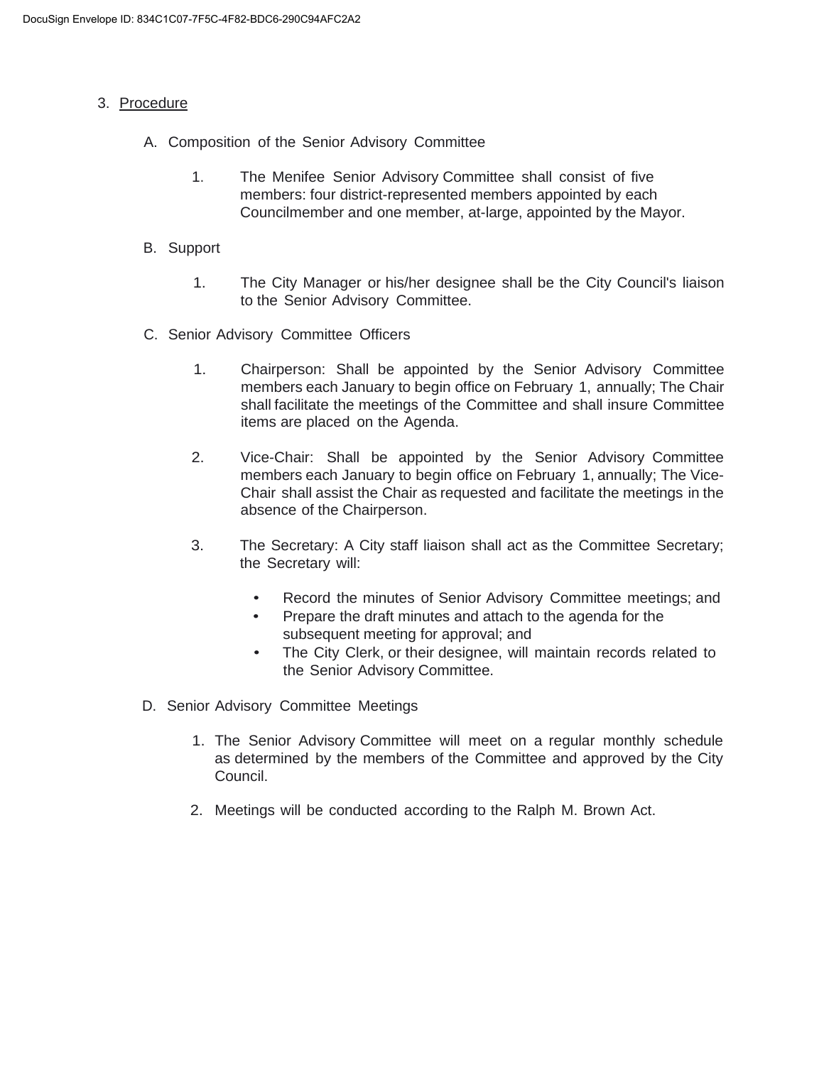3. <u>Procedure</u>

   A. Composition of the Senior Advisory Committee

      1. The Menifee Senior Advisory Committee shall consist of five members: four district-represented members appointed by each Councilmember and one member, at-large, appointed by the Mayor.

   B. Support

      1. The City Manager or his/her designee shall be the City Council's liaison to the Senior Advisory Committee.

   C. Senior Advisory Committee Officers

      1. Chairperson: Shall be appointed by the Senior Advisory Committee members each January to begin office on February 1, annually; The Chair shall facilitate the meetings of the Committee and shall insure Committee items are placed on the Agenda.

      2. Vice-Chair: Shall be appointed by the Senior Advisory Committee members each January to begin office on February 1, annually; The Vice-Chair shall assist the Chair as requested and facilitate the meetings in the absence of the Chairperson.

      3. The Secretary: A City staff liaison shall act as the Committee Secretary; the Secretary will:

         - Record the minutes of Senior Advisory Committee meetings; and
         - Prepare the draft minutes and attach to the agenda for the subsequent meeting for approval; and
         - The City Clerk, or their designee, will maintain records related to the Senior Advisory Committee.

   D. Senior Advisory Committee Meetings

      1. The Senior Advisory Committee will meet on a regular monthly schedule as determined by the members of the Committee and approved by the City Council.

      2. Meetings will be conducted according to the Ralph M. Brown Act.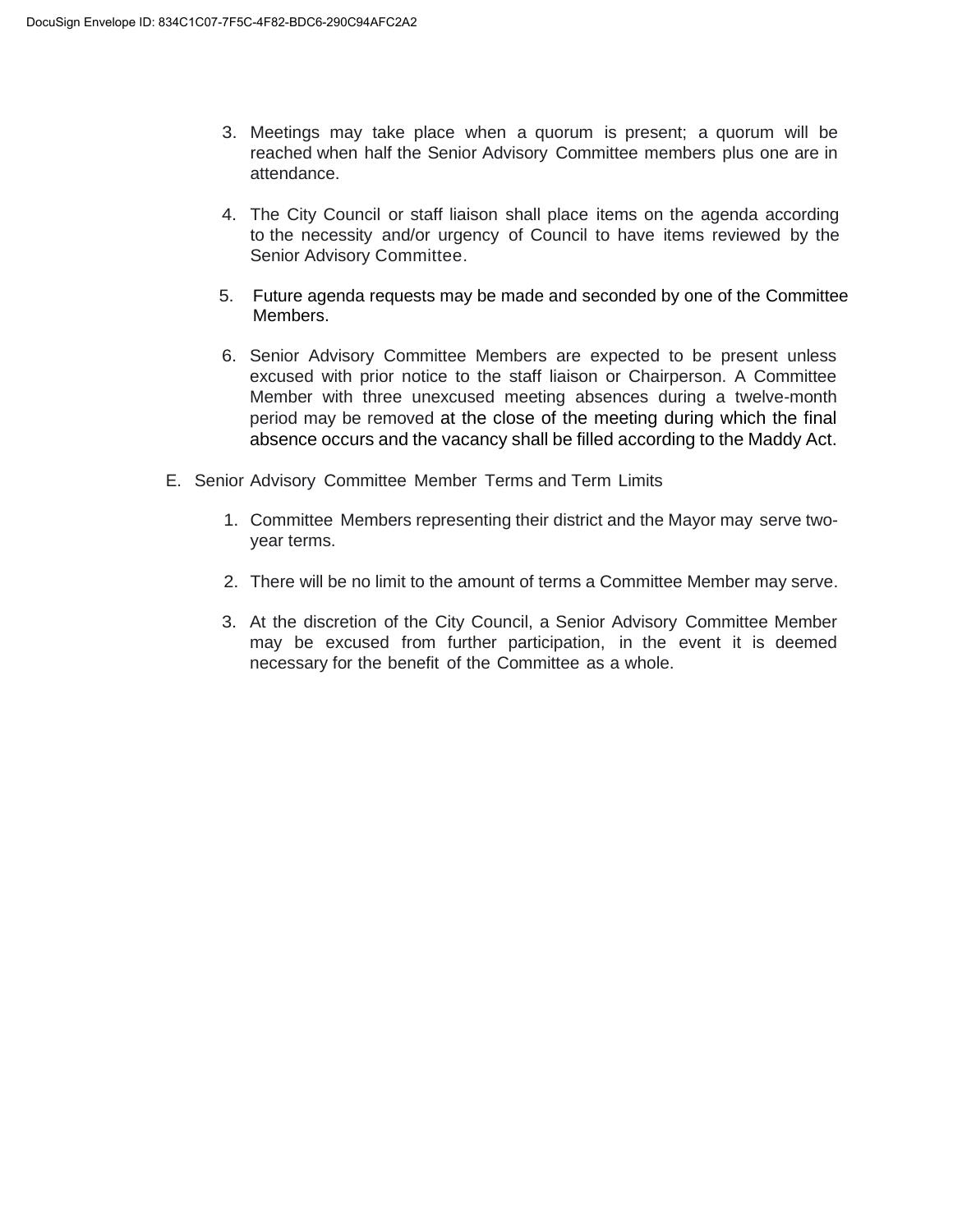3. Meetings may take place when a quorum is present; a quorum will be reached when half the Senior Advisory Committee members plus one are in attendance.

4. The City Council or staff liaison shall place items on the agenda according to the necessity and/or urgency of Council to have items reviewed by the Senior Advisory Committee.

5. Future agenda requests may be made and seconded by one of the Committee Members.

6. Senior Advisory Committee Members are expected to be present unless excused with prior notice to the staff liaison or Chairperson. A Committee Member with three unexcused meeting absences during a twelve-month period may be removed at the close of the meeting during which the final absence occurs and the vacancy shall be filled according to the Maddy Act.

E. Senior Advisory Committee Member Terms and Term Limits

1. Committee Members representing their district and the Mayor may serve two-year terms.

2. There will be no limit to the amount of terms a Committee Member may serve.

3. At the discretion of the City Council, a Senior Advisory Committee Member may be excused from further participation, in the event it is deemed necessary for the benefit of the Committee as a whole.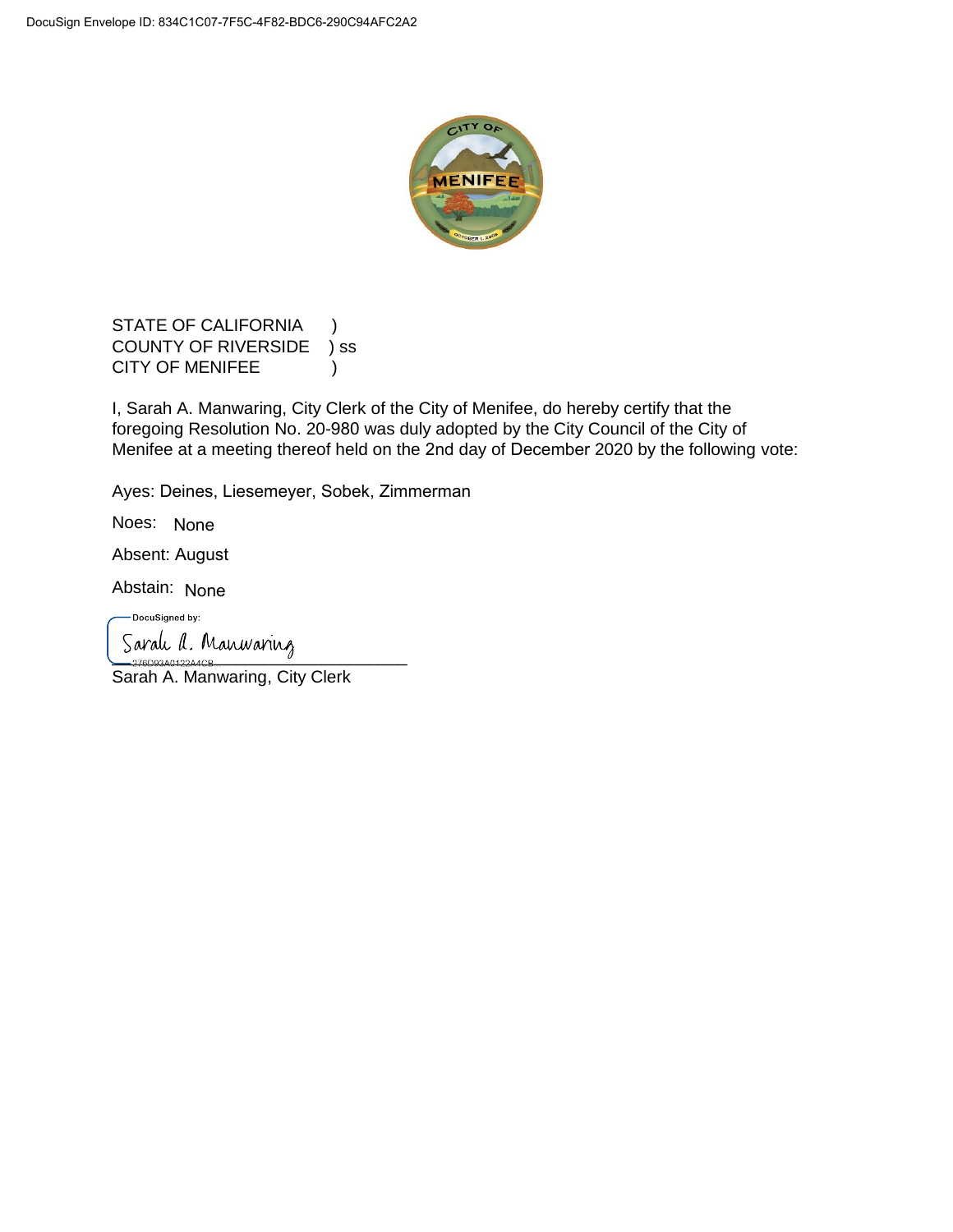DocuSign Envelope ID: 834C1C07-7F5C-4F82-BDC6-290C94AFC2A2

STATE OF CALIFORNIA )
COUNTY OF RIVERSIDE ) ss
CITY OF MENIFEE )

I, Sarah A. Manwaring, City Clerk of the City of Menifee, do hereby certify that the foregoing Resolution No. 20-980 was duly adopted by the City Council of the City of Menifee at a meeting thereof held on the 2nd day of December 2020 by the following vote:

Ayes: Deines, Liesemeyer, Sobek, Zimmerman

Noes: None

Absent: August

Abstain: None

DocuSigned by:
Sarah A. Manwaring
276D93A0122A4CB...

Sarah A. Manwaring, City Clerk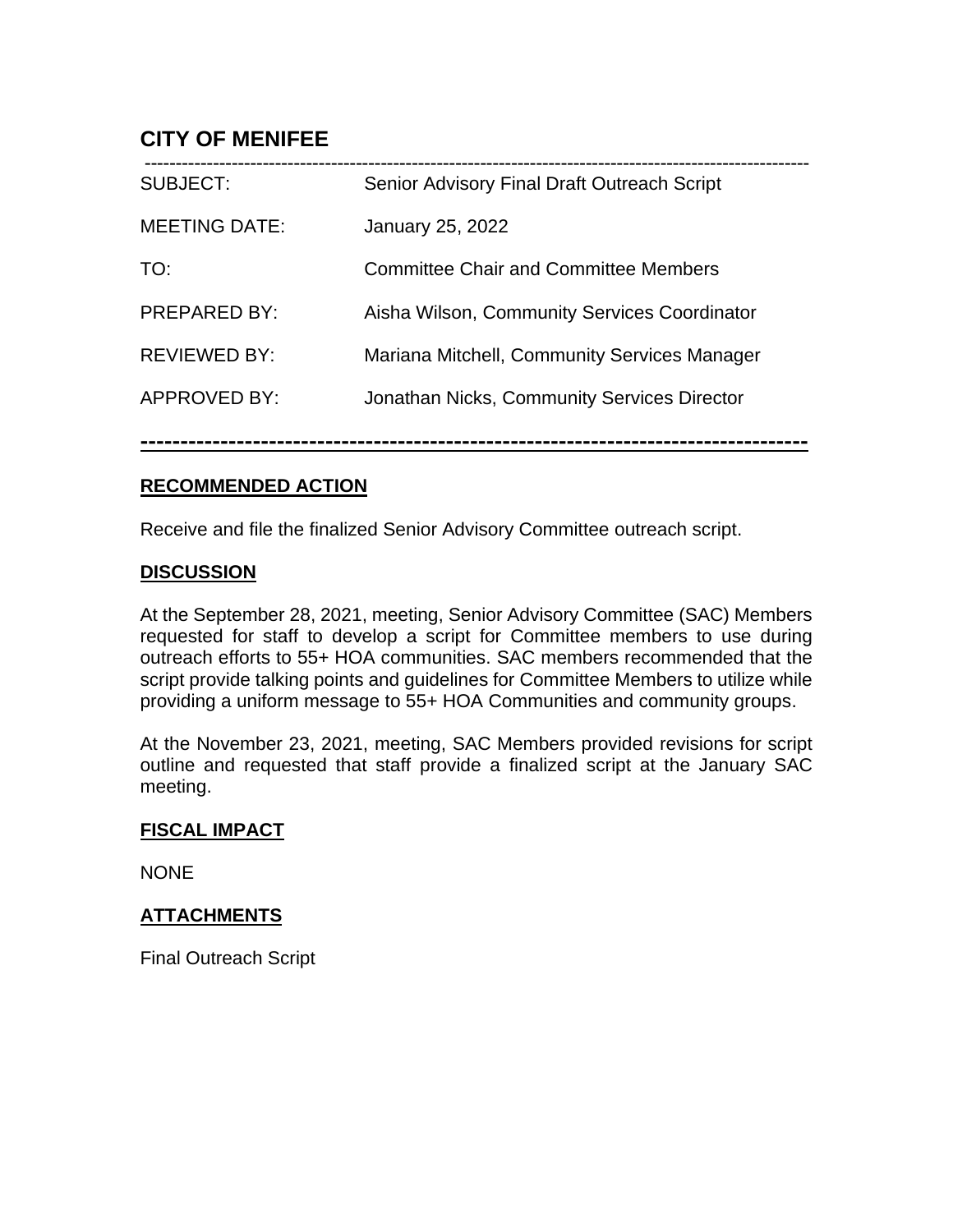# CITY OF MENIFEE

| | |
|---|---|
| SUBJECT: | Senior Advisory Final Draft Outreach Script |
| MEETING DATE: | January 25, 2022 |
| TO: | Committee Chair and Committee Members |
| PREPARED BY: | Aisha Wilson, Community Services Coordinator |
| REVIEWED BY: | Mariana Mitchell, Community Services Manager |
| APPROVED BY: | Jonathan Nicks, Community Services Director |

---

## RECOMMENDED ACTION

Receive and file the finalized Senior Advisory Committee outreach script.

## DISCUSSION

At the September 28, 2021, meeting, Senior Advisory Committee (SAC) Members requested for staff to develop a script for Committee members to use during outreach efforts to 55+ HOA communities. SAC members recommended that the script provide talking points and guidelines for Committee Members to utilize while providing a uniform message to 55+ HOA Communities and community groups.

At the November 23, 2021, meeting, SAC Members provided revisions for script outline and requested that staff provide a finalized script at the January SAC meeting.

## FISCAL IMPACT

NONE

## ATTACHMENTS

Final Outreach Script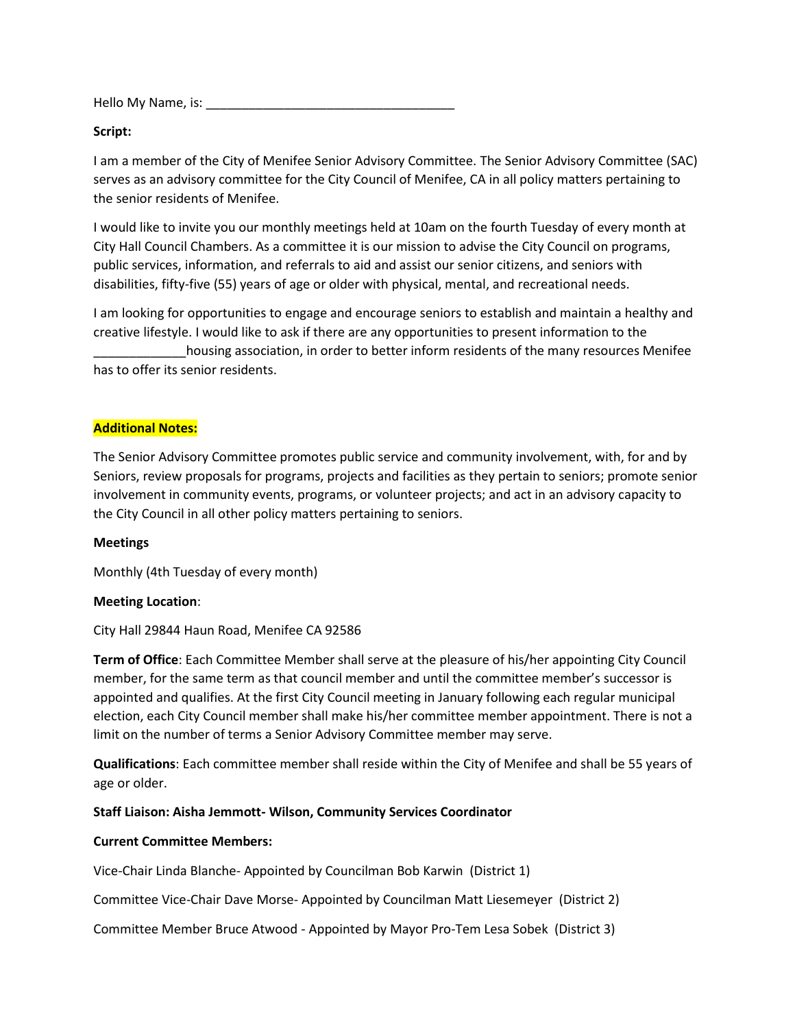Hello My Name, is: ___________________________________

**Script:**

I am a member of the City of Menifee Senior Advisory Committee. The Senior Advisory Committee (SAC) serves as an advisory committee for the City Council of Menifee, CA in all policy matters pertaining to the senior residents of Menifee.

I would like to invite you our monthly meetings held at 10am on the fourth Tuesday of every month at City Hall Council Chambers. As a committee it is our mission to advise the City Council on programs, public services, information, and referrals to aid and assist our senior citizens, and seniors with disabilities, fifty-five (55) years of age or older with physical, mental, and recreational needs.

I am looking for opportunities to engage and encourage seniors to establish and maintain a healthy and creative lifestyle. I would like to ask if there are any opportunities to present information to the _____________housing association, in order to better inform residents of the many resources Menifee has to offer its senior residents.

**Additional Notes:**

The Senior Advisory Committee promotes public service and community involvement, with, for and by Seniors, review proposals for programs, projects and facilities as they pertain to seniors; promote senior involvement in community events, programs, or volunteer projects; and act in an advisory capacity to the City Council in all other policy matters pertaining to seniors.

**Meetings**

Monthly (4th Tuesday of every month)

**Meeting Location**:

City Hall 29844 Haun Road, Menifee CA 92586

**Term of Office**: Each Committee Member shall serve at the pleasure of his/her appointing City Council member, for the same term as that council member and until the committee member's successor is appointed and qualifies. At the first City Council meeting in January following each regular municipal election, each City Council member shall make his/her committee member appointment. There is not a limit on the number of terms a Senior Advisory Committee member may serve.

**Qualifications**: Each committee member shall reside within the City of Menifee and shall be 55 years of age or older.

**Staff Liaison: Aisha Jemmott- Wilson, Community Services Coordinator**

**Current Committee Members:**

Vice-Chair Linda Blanche- Appointed by Councilman Bob Karwin (District 1)

Committee Vice-Chair Dave Morse- Appointed by Councilman Matt Liesemeyer (District 2)

Committee Member Bruce Atwood - Appointed by Mayor Pro-Tem Lesa Sobek (District 3)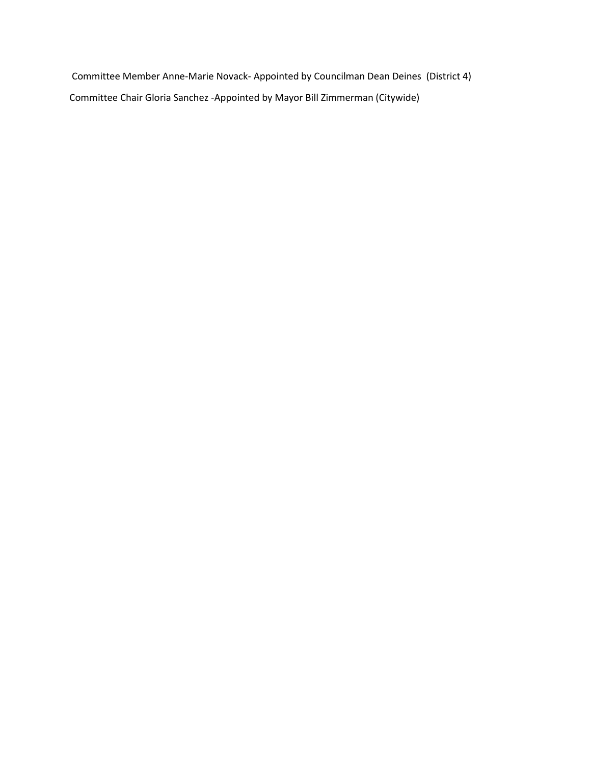Committee Member Anne-Marie Novack- Appointed by Councilman Dean Deines (District 4)

Committee Chair Gloria Sanchez -Appointed by Mayor Bill Zimmerman (Citywide)